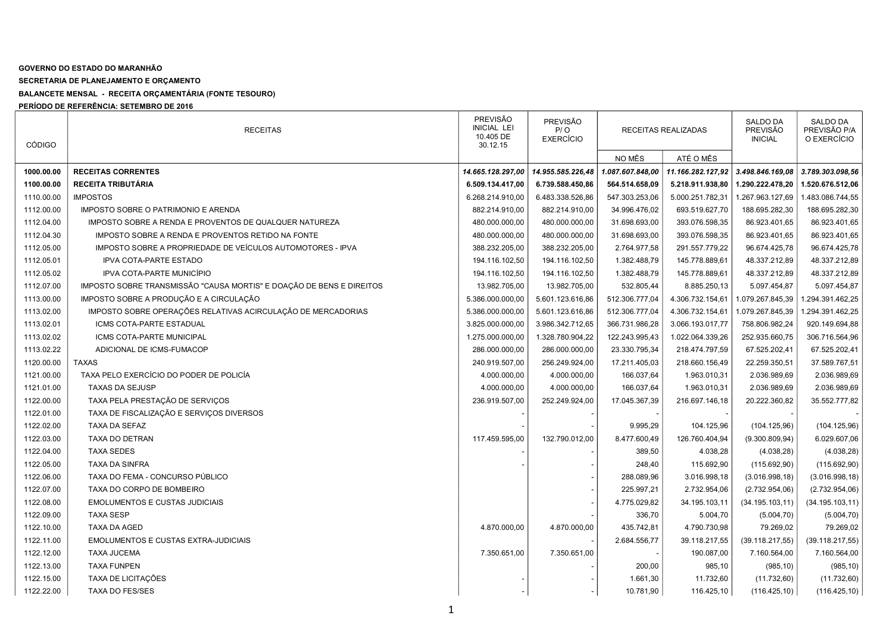**GOVERNO DO ESTADO DO MARANHÃO**

**SECRETARIA DE PLANEJAMENTO E ORÇAMENTO**

**BALANCETE MENSAL - RECEITA ORÇAMENTÁRIA (FONTE TESOURO)**

**PERÍODO DE REFERÊNCIA: SETEMBRO DE 2016**

| CÓDIGO | RECEITAS | PREVISÃO INICIAL LEI 10.405 DE 30.12.15 | PREVISÃO P/ O EXERCÍCIO | RECEITAS REALIZADAS | | SALDO DA PREVISÃO INICIAL | SALDO DA PREVISÃO P/A O EXERCÍCIO |
|---|---|---|---|---|---|---|---|
| | | | | NO MÊS | ATÉ O MÊS | | |
| **1000.00.00** | **RECEITAS CORRENTES** | ***14.665.128.297,00*** | ***14.955.585.226,48*** | ***1.087.607.848,00*** | ***11.166.282.127,92*** | ***3.498.846.169,08*** | ***3.789.303.098,56*** |
| **1100.00.00** | **RECEITA TRIBUTÁRIA** | **6.509.134.417,00** | **6.739.588.450,86** | **564.514.658,09** | **5.218.911.938,80** | **1.290.222.478,20** | **1.520.676.512,06** |
| 1110.00.00 | IMPOSTOS | 6.268.214.910,00 | 6.483.338.526,86 | 547.303.253,06 | 5.000.251.782,31 | 1.267.963.127,69 | 1.483.086.744,55 |
| 1112.00.00 | IMPOSTO SOBRE O PATRIMONIO E ARENDA | 882.214.910,00 | 882.214.910,00 | 34.996.476,02 | 693.519.627,70 | 188.695.282,30 | 188.695.282,30 |
| 1112.04.00 | IMPOSTO SOBRE A RENDA E PROVENTOS DE QUALQUER NATUREZA | 480.000.000,00 | 480.000.000,00 | 31.698.693,00 | 393.076.598,35 | 86.923.401,65 | 86.923.401,65 |
| 1112.04.30 | IMPOSTO SOBRE A RENDA E PROVENTOS RETIDO NA FONTE | 480.000.000,00 | 480.000.000,00 | 31.698.693,00 | 393.076.598,35 | 86.923.401,65 | 86.923.401,65 |
| 1112.05.00 | IMPOSTO SOBRE A PROPRIEDADE DE VEÍCULOS AUTOMOTORES - IPVA | 388.232.205,00 | 388.232.205,00 | 2.764.977,58 | 291.557.779,22 | 96.674.425,78 | 96.674.425,78 |
| 1112.05.01 | IPVA COTA-PARTE ESTADO | 194.116.102,50 | 194.116.102,50 | 1.382.488,79 | 145.778.889,61 | 48.337.212,89 | 48.337.212,89 |
| 1112.05.02 | IPVA COTA-PARTE MUNICÍPIO | 194.116.102,50 | 194.116.102,50 | 1.382.488,79 | 145.778.889,61 | 48.337.212,89 | 48.337.212,89 |
| 1112.07.00 | IMPOSTO SOBRE TRANSMISSÃO "CAUSA MORTIS" E DOAÇÃO DE BENS E DIREITOS | 13.982.705,00 | 13.982.705,00 | 532.805,44 | 8.885.250,13 | 5.097.454,87 | 5.097.454,87 |
| 1113.00.00 | IMPOSTO SOBRE A PRODUÇÃO E A CIRCULAÇÃO | 5.386.000.000,00 | 5.601.123.616,86 | 512.306.777,04 | 4.306.732.154,61 | 1.079.267.845,39 | 1.294.391.462,25 |
| 1113.02.00 | IMPOSTO SOBRE OPERAÇÕES RELATIVAS ACIRCULAÇÃO DE MERCADORIAS | 5.386.000.000,00 | 5.601.123.616,86 | 512.306.777,04 | 4.306.732.154,61 | 1.079.267.845,39 | 1.294.391.462,25 |
| 1113.02.01 | ICMS COTA-PARTE ESTADUAL | 3.825.000.000,00 | 3.986.342.712,65 | 366.731.986,28 | 3.066.193.017,77 | 758.806.982,24 | 920.149.694,88 |
| 1113.02.02 | ICMS COTA-PARTE MUNICIPAL | 1.275.000.000,00 | 1.328.780.904,22 | 122.243.995,43 | 1.022.064.339,26 | 252.935.660,75 | 306.716.564,96 |
| 1113.02.22 | ADICIONAL DE ICMS-FUMACOP | 286.000.000,00 | 286.000.000,00 | 23.330.795,34 | 218.474.797,59 | 67.525.202,41 | 67.525.202,41 |
| 1120.00.00 | TAXAS | 240.919.507,00 | 256.249.924,00 | 17.211.405,03 | 218.660.156,49 | 22.259.350,51 | 37.589.767,51 |
| 1121.00.00 | TAXA PELO EXERCÍCIO DO PODER DE POLICÍA | 4.000.000,00 | 4.000.000,00 | 166.037,64 | 1.963.010,31 | 2.036.989,69 | 2.036.989,69 |
| 1121.01.00 | TAXAS DA SEJUSP | 4.000.000,00 | 4.000.000,00 | 166.037,64 | 1.963.010,31 | 2.036.989,69 | 2.036.989,69 |
| 1122.00.00 | TAXA PELA PRESTAÇÃO DE SERVIÇOS | 236.919.507,00 | 252.249.924,00 | 17.045.367,39 | 216.697.146,18 | 20.222.360,82 | 35.552.777,82 |
| 1122.01.00 | TAXA DE FISCALIZAÇÃO E SERVIÇOS DIVERSOS | - | - | - | - | - | - |
| 1122.02.00 | TAXA DA SEFAZ | - | - | 9.995,29 | 104.125,96 | (104.125,96) | (104.125,96) |
| 1122.03.00 | TAXA DO DETRAN | 117.459.595,00 | 132.790.012,00 | 8.477.600,49 | 126.760.404,94 | (9.300.809,94) | 6.029.607,06 |
| 1122.04.00 | TAXA SEDES | - | - | 389,50 | 4.038,28 | (4.038,28) | (4.038,28) |
| 1122.05.00 | TAXA DA SINFRA | - | - | 248,40 | 115.692,90 | (115.692,90) | (115.692,90) |
| 1122.06.00 | TAXA DO FEMA - CONCURSO PÚBLICO | | - | 288.089,96 | 3.016.998,18 | (3.016.998,18) | (3.016.998,18) |
| 1122.07.00 | TAXA DO CORPO DE BOMBEIRO | | - | 225.997,21 | 2.732.954,06 | (2.732.954,06) | (2.732.954,06) |
| 1122.08.00 | EMOLUMENTOS E CUSTAS JUDICIAIS | | - | 4.775.029,82 | 34.195.103,11 | (34.195.103,11) | (34.195.103,11) |
| 1122.09.00 | TAXA SESP | | - | 336,70 | 5.004,70 | (5.004,70) | (5.004,70) |
| 1122.10.00 | TAXA DA AGED | 4.870.000,00 | 4.870.000,00 | 435.742,81 | 4.790.730,98 | 79.269,02 | 79.269,02 |
| 1122.11.00 | EMOLUMENTOS E CUSTAS EXTRA-JUDICIAIS | | - | 2.684.556,77 | 39.118.217,55 | (39.118.217,55) | (39.118.217,55) |
| 1122.12.00 | TAXA JUCEMA | 7.350.651,00 | 7.350.651,00 | - | 190.087,00 | 7.160.564,00 | 7.160.564,00 |
| 1122.13.00 | TAXA FUNPEN | | - | 200,00 | 985,10 | (985,10) | (985,10) |
| 1122.15.00 | TAXA DE LICITAÇÕES | - | - | 1.661,30 | 11.732,60 | (11.732,60) | (11.732,60) |
| 1122.22.00 | TAXA DO FES/SES | - | - | 10.781,90 | 116.425,10 | (116.425,10) | (116.425,10) |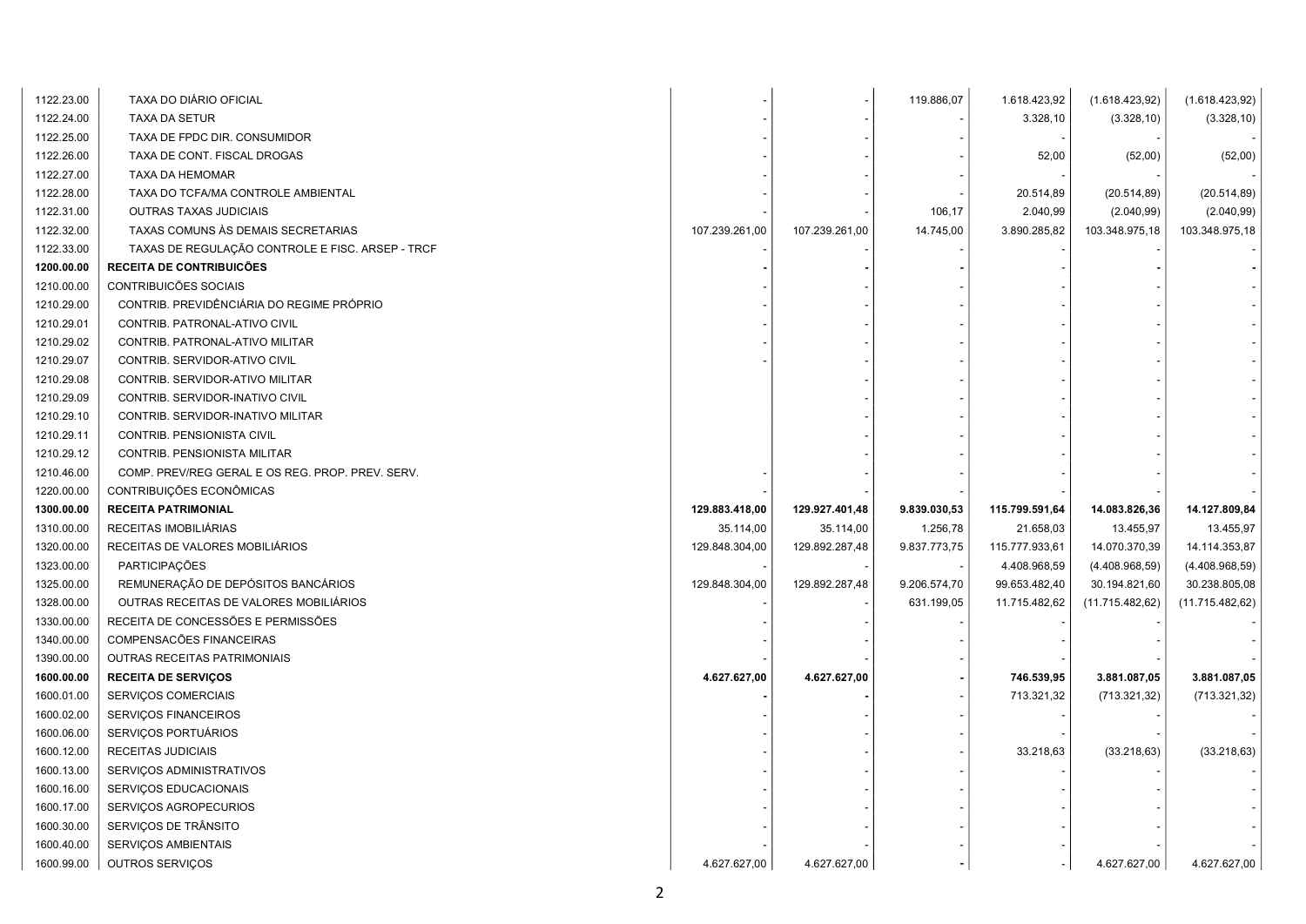| | | | | | | | |
|---|---|---|---|---|---|---|---|
| 1122.23.00 | TAXA DO DIÁRIO OFICIAL | - | - | 119.886,07 | 1.618.423,92 | (1.618.423,92) | (1.618.423,92) |
| 1122.24.00 | TAXA DA SETUR | - | - | - | 3.328,10 | (3.328,10) | (3.328,10) |
| 1122.25.00 | TAXA DE FPDC DIR. CONSUMIDOR | - | - | - | - | - | - |
| 1122.26.00 | TAXA DE CONT. FISCAL DROGAS | - | - | - | 52,00 | (52,00) | (52,00) |
| 1122.27.00 | TAXA DA HEMOMAR | - | - | - | - | - | - |
| 1122.28.00 | TAXA DO TCFA/MA CONTROLE AMBIENTAL | - | - | - | 20.514,89 | (20.514,89) | (20.514,89) |
| 1122.31.00 | OUTRAS TAXAS JUDICIAIS | - | - | 106,17 | 2.040,99 | (2.040,99) | (2.040,99) |
| 1122.32.00 | TAXAS COMUNS ÀS DEMAIS SECRETARIAS | 107.239.261,00 | 107.239.261,00 | 14.745,00 | 3.890.285,82 | 103.348.975,18 | 103.348.975,18 |
| 1122.33.00 | TAXAS DE REGULAÇÃO CONTROLE E FISC. ARSEP - TRCF | - | - | - | - | - | - |
| **1200.00.00** | **RECEITA DE CONTRIBUICÕES** | **-** | **-** | **-** | **-** | **-** | **-** |
| 1210.00.00 | CONTRIBUICÕES SOCIAIS | - | - | - | - | - | - |
| 1210.29.00 | CONTRIB. PREVIDÊNCIÁRIA DO REGIME PRÓPRIO | - | - | - | - | - | - |
| 1210.29.01 | CONTRIB. PATRONAL-ATIVO CIVIL | - | - | - | - | - | - |
| 1210.29.02 | CONTRIB. PATRONAL-ATIVO MILITAR | - | - | - | - | - | - |
| 1210.29.07 | CONTRIB. SERVIDOR-ATIVO CIVIL | - | - | - | - | - | - |
| 1210.29.08 | CONTRIB. SERVIDOR-ATIVO MILITAR | | - | - | - | - | - |
| 1210.29.09 | CONTRIB. SERVIDOR-INATIVO CIVIL | | - | - | - | - | - |
| 1210.29.10 | CONTRIB. SERVIDOR-INATIVO MILITAR | | - | - | - | - | - |
| 1210.29.11 | CONTRIB. PENSIONISTA CIVIL | | - | - | - | - | - |
| 1210.29.12 | CONTRIB. PENSIONISTA MILITAR | | - | - | - | - | - |
| 1210.46.00 | COMP. PREV/REG GERAL E OS REG. PROP. PREV. SERV. | - | - | - | - | - | - |
| 1220.00.00 | CONTRIBUIÇÕES ECONÔMICAS | - | - | - | - | - | - |
| **1300.00.00** | **RECEITA PATRIMONIAL** | **129.883.418,00** | **129.927.401,48** | **9.839.030,53** | **115.799.591,64** | **14.083.826,36** | **14.127.809,84** |
| 1310.00.00 | RECEITAS IMOBILIÁRIAS | 35.114,00 | 35.114,00 | 1.256,78 | 21.658,03 | 13.455,97 | 13.455,97 |
| 1320.00.00 | RECEITAS DE VALORES MOBILIÁRIOS | 129.848.304,00 | 129.892.287,48 | 9.837.773,75 | 115.777.933,61 | 14.070.370,39 | 14.114.353,87 |
| 1323.00.00 | PARTICIPAÇÕES | - | - | - | 4.408.968,59 | (4.408.968,59) | (4.408.968,59) |
| 1325.00.00 | REMUNERAÇÃO DE DEPÓSITOS BANCÁRIOS | 129.848.304,00 | 129.892.287,48 | 9.206.574,70 | 99.653.482,40 | 30.194.821,60 | 30.238.805,08 |
| 1328.00.00 | OUTRAS RECEITAS DE VALORES MOBILIÁRIOS | - | - | 631.199,05 | 11.715.482,62 | (11.715.482,62) | (11.715.482,62) |
| 1330.00.00 | RECEITA DE CONCESSÕES E PERMISSÕES | - | - | - | - | - | - |
| 1340.00.00 | COMPENSACÕES FINANCEIRAS | - | - | - | - | - | - |
| 1390.00.00 | OUTRAS RECEITAS PATRIMONIAIS | - | - | - | - | - | - |
| **1600.00.00** | **RECEITA DE SERVIÇOS** | **4.627.627,00** | **4.627.627,00** | **-** | **746.539,95** | **3.881.087,05** | **3.881.087,05** |
| 1600.01.00 | SERVIÇOS COMERCIAIS | **-** | **-** | - | 713.321,32 | (713.321,32) | (713.321,32) |
| 1600.02.00 | SERVIÇOS FINANCEIROS | - | - | - | - | - | - |
| 1600.06.00 | SERVIÇOS PORTUÁRIOS | - | - | - | - | - | - |
| 1600.12.00 | RECEITAS JUDICIAIS | - | - | - | 33.218,63 | (33.218,63) | (33.218,63) |
| 1600.13.00 | SERVIÇOS ADMINISTRATIVOS | - | - | - | - | - | - |
| 1600.16.00 | SERVIÇOS EDUCACIONAIS | - | - | - | - | - | - |
| 1600.17.00 | SERVIÇOS AGROPECURIOS | - | - | - | - | - | - |
| 1600.30.00 | SERVIÇOS DE TRÂNSITO | - | - | - | - | - | - |
| 1600.40.00 | SERVIÇOS AMBIENTAIS | - | - | - | - | - | - |
| 1600.99.00 | OUTROS SERVIÇOS | 4.627.627,00 | 4.627.627,00 | **-** | - | 4.627.627,00 | 4.627.627,00 |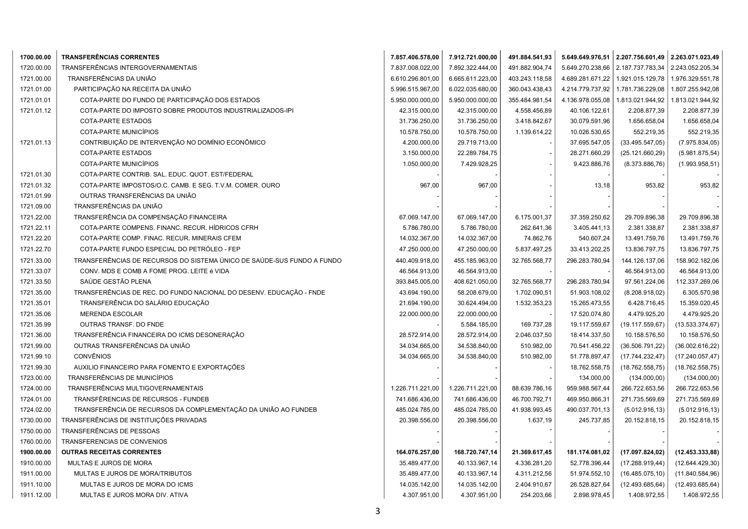| | | | | | | | |
|---|---|---|---|---|---|---|---|
| **1700.00.00** | **TRANSFERÊNCIAS CORRENTES** | **7.857.406.578,00** | **7.912.721.000,00** | **491.884.541,93** | **5.649.649.976,51** | **2.207.756.601,49** | **2.263.071.023,49** |
| 1720.00.00 | TRANSFERÊNCIAS INTERGOVERNAMENTAIS | 7.837.008.022,00 | 7.892.322.444,00 | 491.882.904,74 | 5.649.270.238,66 | 2.187.737.783,34 | 2.243.052.205,34 |
| 1721.00.00 | TRANSFERÊNCIAS DA UNIÃO | 6.610.296.801,00 | 6.665.611.223,00 | 403.243.118,58 | 4.689.281.671,22 | 1.921.015.129,78 | 1.976.329.551,78 |
| 1721.01.00 | PARTICIPAÇÃO NA RECEITA DA UNIÃO | 5.996.515.967,00 | 6.022.035.680,00 | 360.043.438,43 | 4.214.779.737,92 | 1.781.736.229,08 | 1.807.255.942,08 |
| 1721.01.01 | COTA-PARTE DO FUNDO DE PARTICIPAÇÃO DOS ESTADOS | 5.950.000.000,00 | 5.950.000.000,00 | 355.484.981,54 | 4.136.978.055,08 | 1.813.021.944,92 | 1.813.021.944,92 |
| 1721.01.12 | COTA-PARTE DO IMPOSTO SOBRE PRODUTOS INDUSTRIALIZADOS-IPI | 42.315.000,00 | 42.315.000,00 | 4.558.456,89 | 40.106.122,61 | 2.208.877,39 | 2.208.877,39 |
| | COTA-PARTE ESTADOS | 31.736.250,00 | 31.736.250,00 | 3.418.842,67 | 30.079.591,96 | 1.656.658,04 | 1.656.658,04 |
| | COTA-PARTE MUNICÍPIOS | 10.578.750,00 | 10.578.750,00 | 1.139.614,22 | 10.026.530,65 | 552.219,35 | 552.219,35 |
| 1721.01.13 | CONTRIBUIÇÃO DE INTERVENÇÃO NO DOMÍNIO ECONÔMICO | 4.200.000,00 | 29.719.713,00 | - | 37.695.547,05 | (33.495.547,05) | (7.975.834,05) |
| | COTA-PARTE ESTADOS | 3.150.000,00 | 22.289.784,75 | - | 28.271.660,29 | (25.121.660,29) | (5.981.875,54) |
| | COTA-PARTE MUNICÍPIOS | 1.050.000,00 | 7.429.928,25 | - | 9.423.886,76 | (8.373.886,76) | (1.993.958,51) |
| 1721.01.30 | COTA-PARTE CONTRIB. SAL. EDUC. QUOT. EST/FEDERAL | - | - | - | - | - | - |
| 1721.01.32 | COTA-PARTE IMPOSTOS/O.C. CAMB. E SEG. T.V.M. COMER. OURO | 967,00 | 967,00 | - | 13,18 | 953,82 | 953,82 |
| 1721.01.99 | OUTRAS TRANSFERÊNCIAS DA UNIÃO | - | - | - | - | - | - |
| 1721.09.00 | TRANSFERÊNCIAS DA UNIÃO | - | - | - | - | - | - |
| 1721.22.00 | TRANSFERÊNCIA DA COMPENSAÇÃO FINANCEIRA | 67.069.147,00 | 67.069.147,00 | 6.175.001,37 | 37.359.250,62 | 29.709.896,38 | 29.709.896,38 |
| 1721.22.11 | COTA-PARTE COMPENS. FINANC. RECUR. HÍDRICOS CFRH | 5.786.780,00 | 5.786.780,00 | 262.641,36 | 3.405.441,13 | 2.381.338,87 | 2.381.338,87 |
| 1721.22.20 | COTA-PARTE COMP. FINAC. RECUR. MINERAIS CFEM | 14.032.367,00 | 14.032.367,00 | 74.862,76 | 540.607,24 | 13.491.759,76 | 13.491.759,76 |
| 1721.22.70 | COTA-PARTE FUNDO ESPECIAL DO PETRÓLEO - FEP | 47.250.000,00 | 47.250.000,00 | 5.837.497,25 | 33.413.202,25 | 13.836.797,75 | 13.836.797,75 |
| 1721.33.00 | TRANSFERÊNCIAS DE RECURSOS DO SISTEMA ÚNICO DE SAÚDE-SUS FUNDO A FUNDO | 440.409.918,00 | 455.185.963,00 | 32.765.568,77 | 296.283.780,94 | 144.126.137,06 | 158.902.182,06 |
| 1721.33.07 | CONV. MDS E COMB A FOME PROG. LEITE é VIDA | 46.564.913,00 | 46.564.913,00 | - | - | 46.564.913,00 | 46.564.913,00 |
| 1721.33.50 | SAÚDE GESTÃO PLENA | 393.845.005,00 | 408.621.050,00 | 32.765.568,77 | 296.283.780,94 | 97.561.224,06 | 112.337.269,06 |
| 1721.35.00 | TRANSFERÊNCIAS DE REC. DO FUNDO NACIONAL DO DESENV. EDUCAÇÃO - FNDE | 43.694.190,00 | 58.208.679,00 | 1.702.090,51 | 51.903.108,02 | (8.208.918,02) | 6.305.570,98 |
| 1721.35.01 | TRANSFERÊNCIA DO SALÁRIO EDUCAÇÃO | 21.694.190,00 | 30.624.494,00 | 1.532.353,23 | 15.265.473,55 | 6.428.716,45 | 15.359.020,45 |
| 1721.35.06 | MERENDA ESCOLAR | 22.000.000,00 | 22.000.000,00 | - | 17.520.074,80 | 4.479.925,20 | 4.479.925,20 |
| 1721.35.99 | OUTRAS TRANSF. DO FNDE | - | 5.584.185,00 | 169.737,28 | 19.117.559,67 | (19.117.559,67) | (13.533.374,67) |
| 1721.36.00 | TRANSFERÊNCIA FINANCEIRA DO ICMS DESONERAÇÃO | 28.572.914,00 | 28.572.914,00 | 2.046.037,50 | 18.414.337,50 | 10.158.576,50 | 10.158.576,50 |
| 1721.99.00 | OUTRAS TRANSFERÊNCIAS DA UNIÃO | 34.034.665,00 | 34.538.840,00 | 510.982,00 | 70.541.456,22 | (36.506.791,22) | (36.002.616,22) |
| 1721.99.10 | CONVÊNIOS | 34.034.665,00 | 34.538.840,00 | 510.982,00 | 51.778.897,47 | (17.744.232,47) | (17.240.057,47) |
| 1721.99.30 | AUXILIO FINANCEIRO PARA FOMENTO E EXPORTAÇÕES | - | - | - | 18.762.558,75 | (18.762.558,75) | (18.762.558,75) |
| 1723.00.00 | TRANSFERÊNCIAS DE MUNICÍPIOS | - | - | - | 134.000,00 | (134.000,00) | (134.000,00) |
| 1724.00.00 | TRANSFERÊNCIAS MULTIGOVERNAMENTAIS | 1.226.711.221,00 | 1.226.711.221,00 | 88.639.786,16 | 959.988.567,44 | 266.722.653,56 | 266.722.653,56 |
| 1724.01.00 | TRANSFÊRENCIAS DE RECURSOS - FUNDEB | 741.686.436,00 | 741.686.436,00 | 46.700.792,71 | 469.950.866,31 | 271.735.569,69 | 271.735.569,69 |
| 1724.02.00 | TRANSFERÊNCIA DE RECURSOS DA COMPLEMENTAÇÃO DA UNIÃO AO FUNDEB | 485.024.785,00 | 485.024.785,00 | 41.938.993,45 | 490.037.701,13 | (5.012.916,13) | (5.012.916,13) |
| 1730.00.00 | TRANSFERÊNCIAS DE INSTITUIÇÕES PRIVADAS | 20.398.556,00 | 20.398.556,00 | 1.637,19 | 245.737,85 | 20.152.818,15 | 20.152.818,15 |
| 1750.00.00 | TRANSFERÊNCIAS DE PESSOAS | - | - | - | - | - | - |
| 1760.00.00 | TRANSFERENCIAS DE CONVENIOS | - | - | - | - | - | - |
| **1900.00.00** | **OUTRAS RECEITAS CORRENTES** | **164.076.257,00** | **168.720.747,14** | **21.369.617,45** | **181.174.081,02** | **(17.097.824,02)** | **(12.453.333,88)** |
| 1910.00.00 | MULTAS E JUROS DE MORA | 35.489.477,00 | 40.133.967,14 | 4.336.281,20 | 52.778.396,44 | (17.288.919,44) | (12.644.429,30) |
| 1911.00.00 | MULTAS E JUROS DE MORA/TRIBUTOS | 35.489.477,00 | 40.133.967,14 | 4.311.212,56 | 51.974.552,10 | (16.485.075,10) | (11.840.584,96) |
| 1911.10.00 | MULTAS E JUROS DE MORA DO ICMS | 14.035.142,00 | 14.035.142,00 | 2.404.910,67 | 26.528.827,64 | (12.493.685,64) | (12.493.685,64) |
| 1911.12.00 | MULTAS E JUROS MORA DIV. ATIVA | 4.307.951,00 | 4.307.951,00 | 254.203,66 | 2.898.978,45 | 1.408.972,55 | 1.408.972,55 |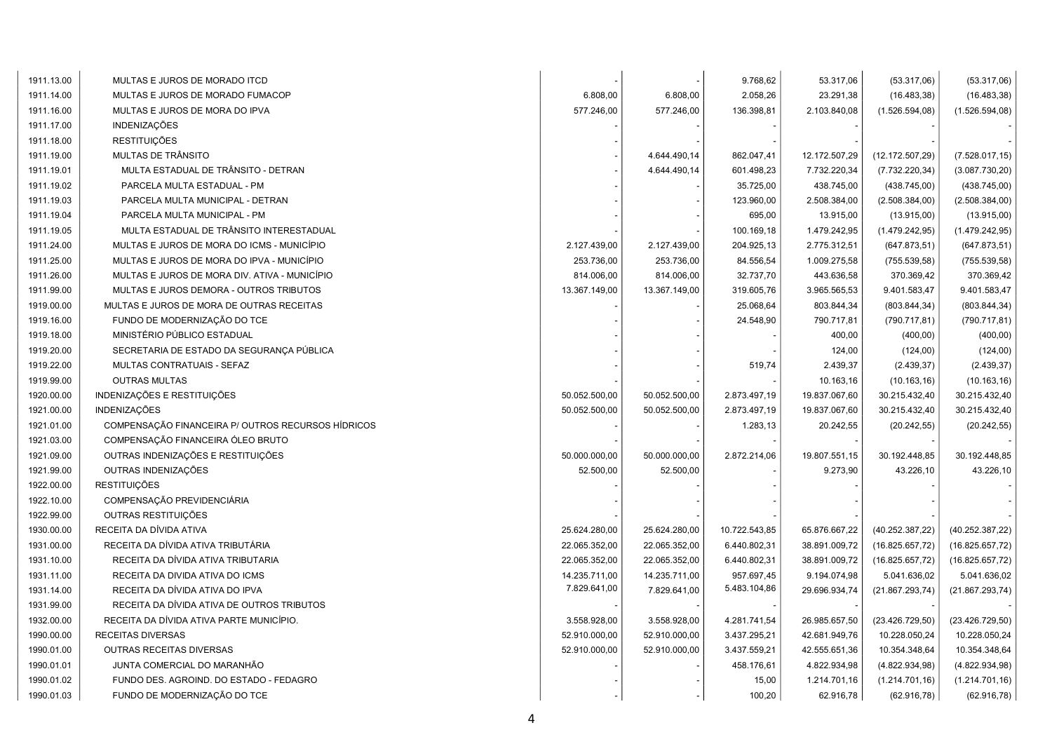| | | | | | | | |
|---|---|---|---|---|---|---|---|
| 1911.13.00 | MULTAS E JUROS DE MORADO ITCD | - | - | 9.768,62 | 53.317,06 | (53.317,06) | (53.317,06) |
| 1911.14.00 | MULTAS E JUROS DE MORADO FUMACOP | 6.808,00 | 6.808,00 | 2.058,26 | 23.291,38 | (16.483,38) | (16.483,38) |
| 1911.16.00 | MULTAS E JUROS DE MORA DO IPVA | 577.246,00 | 577.246,00 | 136.398,81 | 2.103.840,08 | (1.526.594,08) | (1.526.594,08) |
| 1911.17.00 | INDENIZAÇÕES | - | - | - | - | - | - |
| 1911.18.00 | RESTITUIÇÕES | - | - | - | - | - | - |
| 1911.19.00 | MULTAS DE TRÂNSITO | - | 4.644.490,14 | 862.047,41 | 12.172.507,29 | (12.172.507,29) | (7.528.017,15) |
| 1911.19.01 | MULTA ESTADUAL DE TRÂNSITO - DETRAN | - | 4.644.490,14 | 601.498,23 | 7.732.220,34 | (7.732.220,34) | (3.087.730,20) |
| 1911.19.02 | PARCELA MULTA ESTADUAL - PM | - | - | 35.725,00 | 438.745,00 | (438.745,00) | (438.745,00) |
| 1911.19.03 | PARCELA MULTA MUNICIPAL - DETRAN | - | - | 123.960,00 | 2.508.384,00 | (2.508.384,00) | (2.508.384,00) |
| 1911.19.04 | PARCELA MULTA MUNICIPAL - PM | - | - | 695,00 | 13.915,00 | (13.915,00) | (13.915,00) |
| 1911.19.05 | MULTA ESTADUAL DE TRÂNSITO INTERESTADUAL | - | - | 100.169,18 | 1.479.242,95 | (1.479.242,95) | (1.479.242,95) |
| 1911.24.00 | MULTAS E JUROS DE MORA DO ICMS - MUNICÍPIO | 2.127.439,00 | 2.127.439,00 | 204.925,13 | 2.775.312,51 | (647.873,51) | (647.873,51) |
| 1911.25.00 | MULTAS E JUROS DE MORA DO IPVA - MUNICÍPIO | 253.736,00 | 253.736,00 | 84.556,54 | 1.009.275,58 | (755.539,58) | (755.539,58) |
| 1911.26.00 | MULTAS E JUROS DE MORA DIV. ATIVA - MUNICÍPIO | 814.006,00 | 814.006,00 | 32.737,70 | 443.636,58 | 370.369,42 | 370.369,42 |
| 1911.99.00 | MULTAS E JUROS DEMORA - OUTROS TRIBUTOS | 13.367.149,00 | 13.367.149,00 | 319.605,76 | 3.965.565,53 | 9.401.583,47 | 9.401.583,47 |
| 1919.00.00 | MULTAS E JUROS DE MORA DE OUTRAS RECEITAS | - | - | 25.068,64 | 803.844,34 | (803.844,34) | (803.844,34) |
| 1919.16.00 | FUNDO DE MODERNIZAÇÃO DO TCE | - | - | 24.548,90 | 790.717,81 | (790.717,81) | (790.717,81) |
| 1919.18.00 | MINISTÉRIO PÚBLICO ESTADUAL | - | - | - | 400,00 | (400,00) | (400,00) |
| 1919.20.00 | SECRETARIA DE ESTADO DA SEGURANÇA PÚBLICA | - | - | - | 124,00 | (124,00) | (124,00) |
| 1919.22.00 | MULTAS CONTRATUAIS - SEFAZ | - | - | 519,74 | 2.439,37 | (2.439,37) | (2.439,37) |
| 1919.99.00 | OUTRAS MULTAS | - | - | - | 10.163,16 | (10.163,16) | (10.163,16) |
| 1920.00.00 | INDENIZAÇÕES E RESTITUIÇÕES | 50.052.500,00 | 50.052.500,00 | 2.873.497,19 | 19.837.067,60 | 30.215.432,40 | 30.215.432,40 |
| 1921.00.00 | INDENIZAÇÕES | 50.052.500,00 | 50.052.500,00 | 2.873.497,19 | 19.837.067,60 | 30.215.432,40 | 30.215.432,40 |
| 1921.01.00 | COMPENSAÇÃO FINANCEIRA P/ OUTROS RECURSOS HÍDRICOS | - | - | 1.283,13 | 20.242,55 | (20.242,55) | (20.242,55) |
| 1921.03.00 | COMPENSAÇÃO FINANCEIRA ÓLEO BRUTO | - | - | - | - | - | - |
| 1921.09.00 | OUTRAS INDENIZAÇÕES E RESTITUIÇÕES | 50.000.000,00 | 50.000.000,00 | 2.872.214,06 | 19.807.551,15 | 30.192.448,85 | 30.192.448,85 |
| 1921.99.00 | OUTRAS INDENIZAÇÕES | 52.500,00 | 52.500,00 | - | 9.273,90 | 43.226,10 | 43.226,10 |
| 1922.00.00 | RESTITUIÇÕES | - | - | - | - | - | - |
| 1922.10.00 | COMPENSAÇÃO PREVIDENCIÁRIA | - | - | - | - | - | - |
| 1922.99.00 | OUTRAS RESTITUIÇÕES | - | - | - | - | - | - |
| 1930.00.00 | RECEITA DA DÍVIDA ATIVA | 25.624.280,00 | 25.624.280,00 | 10.722.543,85 | 65.876.667,22 | (40.252.387,22) | (40.252.387,22) |
| 1931.00.00 | RECEITA DA DÍVIDA ATIVA TRIBUTÁRIA | 22.065.352,00 | 22.065.352,00 | 6.440.802,31 | 38.891.009,72 | (16.825.657,72) | (16.825.657,72) |
| 1931.10.00 | RECEITA DA DÍVIDA ATIVA TRIBUTARIA | 22.065.352,00 | 22.065.352,00 | 6.440.802,31 | 38.891.009,72 | (16.825.657,72) | (16.825.657,72) |
| 1931.11.00 | RECEITA DA DIVIDA ATIVA DO ICMS | 14.235.711,00 | 14.235.711,00 | 957.697,45 | 9.194.074,98 | 5.041.636,02 | 5.041.636,02 |
| 1931.14.00 | RECEITA DA DÍVIDA ATIVA DO IPVA | 7.829.641,00 | 7.829.641,00 | 5.483.104,86 | 29.696.934,74 | (21.867.293,74) | (21.867.293,74) |
| 1931.99.00 | RECEITA DA DÍVIDA ATIVA DE OUTROS TRIBUTOS | - | - | - | - | - | - |
| 1932.00.00 | RECEITA DA DÍVIDA ATIVA PARTE MUNICÍPIO. | 3.558.928,00 | 3.558.928,00 | 4.281.741,54 | 26.985.657,50 | (23.426.729,50) | (23.426.729,50) |
| 1990.00.00 | RECEITAS DIVERSAS | 52.910.000,00 | 52.910.000,00 | 3.437.295,21 | 42.681.949,76 | 10.228.050,24 | 10.228.050,24 |
| 1990.01.00 | OUTRAS RECEITAS DIVERSAS | 52.910.000,00 | 52.910.000,00 | 3.437.559,21 | 42.555.651,36 | 10.354.348,64 | 10.354.348,64 |
| 1990.01.01 | JUNTA COMERCIAL DO MARANHÃO | - | - | 458.176,61 | 4.822.934,98 | (4.822.934,98) | (4.822.934,98) |
| 1990.01.02 | FUNDO DES. AGROIND. DO ESTADO - FEDAGRO | - | - | 15,00 | 1.214.701,16 | (1.214.701,16) | (1.214.701,16) |
| 1990.01.03 | FUNDO DE MODERNIZAÇÃO DO TCE | - | - | 100,20 | 62.916,78 | (62.916,78) | (62.916,78) |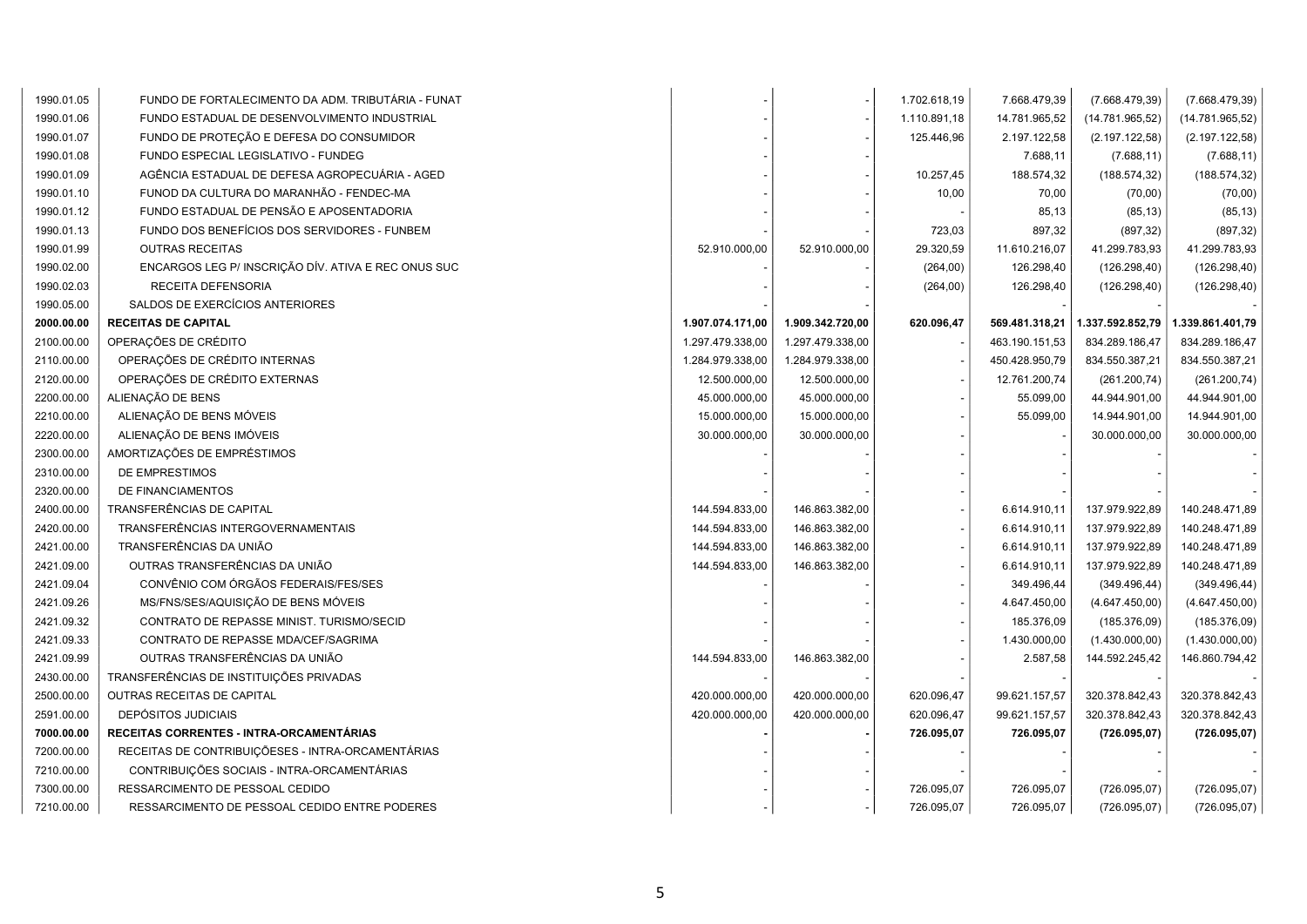| | | | | | | | |
|---|---|---|---|---|---|---|---|
| 1990.01.05 | FUNDO DE FORTALECIMENTO DA ADM. TRIBUTÁRIA - FUNAT | - | - | 1.702.618,19 | 7.668.479,39 | (7.668.479,39) | (7.668.479,39) |
| 1990.01.06 | FUNDO ESTADUAL DE DESENVOLVIMENTO INDUSTRIAL | - | - | 1.110.891,18 | 14.781.965,52 | (14.781.965,52) | (14.781.965,52) |
| 1990.01.07 | FUNDO DE PROTEÇÃO E DEFESA DO CONSUMIDOR | - | - | 125.446,96 | 2.197.122,58 | (2.197.122,58) | (2.197.122,58) |
| 1990.01.08 | FUNDO ESPECIAL LEGISLATIVO - FUNDEG | - | - | | 7.688,11 | (7.688,11) | (7.688,11) |
| 1990.01.09 | AGÊNCIA ESTADUAL DE DEFESA AGROPECUÁRIA - AGED | - | - | 10.257,45 | 188.574,32 | (188.574,32) | (188.574,32) |
| 1990.01.10 | FUNOD DA CULTURA DO MARANHÃO - FENDEC-MA | - | - | 10,00 | 70,00 | (70,00) | (70,00) |
| 1990.01.12 | FUNDO ESTADUAL DE PENSÃO E APOSENTADORIA | - | - | - | 85,13 | (85,13) | (85,13) |
| 1990.01.13 | FUNDO DOS BENEFÍCIOS DOS SERVIDORES - FUNBEM | - | - | 723,03 | 897,32 | (897,32) | (897,32) |
| 1990.01.99 | OUTRAS RECEITAS | 52.910.000,00 | 52.910.000,00 | 29.320,59 | 11.610.216,07 | 41.299.783,93 | 41.299.783,93 |
| 1990.02.00 | ENCARGOS LEG P/ INSCRIÇÃO DÍV. ATIVA E REC ONUS SUC | - | - | (264,00) | 126.298,40 | (126.298,40) | (126.298,40) |
| 1990.02.03 | RECEITA DEFENSORIA | - | - | (264,00) | 126.298,40 | (126.298,40) | (126.298,40) |
| 1990.05.00 | SALDOS DE EXERCÍCIOS ANTERIORES | - | - | | - | - | - |
| **2000.00.00** | **RECEITAS DE CAPITAL** | **1.907.074.171,00** | **1.909.342.720,00** | **620.096,47** | **569.481.318,21** | **1.337.592.852,79** | **1.339.861.401,79** |
| 2100.00.00 | OPERAÇÕES DE CRÉDITO | 1.297.479.338,00 | 1.297.479.338,00 | - | 463.190.151,53 | 834.289.186,47 | 834.289.186,47 |
| 2110.00.00 | OPERAÇÕES DE CRÉDITO INTERNAS | 1.284.979.338,00 | 1.284.979.338,00 | - | 450.428.950,79 | 834.550.387,21 | 834.550.387,21 |
| 2120.00.00 | OPERAÇÕES DE CRÉDITO EXTERNAS | 12.500.000,00 | 12.500.000,00 | - | 12.761.200,74 | (261.200,74) | (261.200,74) |
| 2200.00.00 | ALIENAÇÃO DE BENS | 45.000.000,00 | 45.000.000,00 | - | 55.099,00 | 44.944.901,00 | 44.944.901,00 |
| 2210.00.00 | ALIENAÇÃO DE BENS MÓVEIS | 15.000.000,00 | 15.000.000,00 | - | 55.099,00 | 14.944.901,00 | 14.944.901,00 |
| 2220.00.00 | ALIENAÇÃO DE BENS IMÓVEIS | 30.000.000,00 | 30.000.000,00 | - | - | 30.000.000,00 | 30.000.000,00 |
| 2300.00.00 | AMORTIZAÇÕES DE EMPRÉSTIMOS | - | - | - | - | - | - |
| 2310.00.00 | DE EMPRESTIMOS | - | - | - | - | - | - |
| 2320.00.00 | DE FINANCIAMENTOS | - | - | - | - | - | - |
| 2400.00.00 | TRANSFERÊNCIAS DE CAPITAL | 144.594.833,00 | 146.863.382,00 | - | 6.614.910,11 | 137.979.922,89 | 140.248.471,89 |
| 2420.00.00 | TRANSFERÊNCIAS INTERGOVERNAMENTAIS | 144.594.833,00 | 146.863.382,00 | - | 6.614.910,11 | 137.979.922,89 | 140.248.471,89 |
| 2421.00.00 | TRANSFERÊNCIAS DA UNIÃO | 144.594.833,00 | 146.863.382,00 | - | 6.614.910,11 | 137.979.922,89 | 140.248.471,89 |
| 2421.09.00 | OUTRAS TRANSFERÊNCIAS DA UNIÃO | 144.594.833,00 | 146.863.382,00 | - | 6.614.910,11 | 137.979.922,89 | 140.248.471,89 |
| 2421.09.04 | CONVÊNIO COM ÓRGÃOS FEDERAIS/FES/SES | - | - | - | 349.496,44 | (349.496,44) | (349.496,44) |
| 2421.09.26 | MS/FNS/SES/AQUISIÇÃO DE BENS MÓVEIS | - | - | - | 4.647.450,00 | (4.647.450,00) | (4.647.450,00) |
| 2421.09.32 | CONTRATO DE REPASSE MINIST. TURISMO/SECID | - | - | - | 185.376,09 | (185.376,09) | (185.376,09) |
| 2421.09.33 | CONTRATO DE REPASSE MDA/CEF/SAGRIMA | - | - | - | 1.430.000,00 | (1.430.000,00) | (1.430.000,00) |
| 2421.09.99 | OUTRAS TRANSFERÊNCIAS DA UNIÃO | 144.594.833,00 | 146.863.382,00 | - | 2.587,58 | 144.592.245,42 | 146.860.794,42 |
| 2430.00.00 | TRANSFERÊNCIAS DE INSTITUIÇÕES PRIVADAS | - | - | - | - | - | - |
| 2500.00.00 | OUTRAS RECEITAS DE CAPITAL | 420.000.000,00 | 420.000.000,00 | 620.096,47 | 99.621.157,57 | 320.378.842,43 | 320.378.842,43 |
| 2591.00.00 | DEPÓSITOS JUDICIAIS | 420.000.000,00 | 420.000.000,00 | 620.096,47 | 99.621.157,57 | 320.378.842,43 | 320.378.842,43 |
| **7000.00.00** | **RECEITAS CORRENTES - INTRA-ORCAMENTÁRIAS** | **-** | **-** | **726.095,07** | **726.095,07** | **(726.095,07)** | **(726.095,07)** |
| 7200.00.00 | RECEITAS DE CONTRIBUIÇÕESES - INTRA-ORCAMENTÁRIAS | - | - | - | - | - | - |
| 7210.00.00 | CONTRIBUIÇÕES SOCIAIS - INTRA-ORCAMENTÁRIAS | - | - | - | - | - | - |
| 7300.00.00 | RESSARCIMENTO DE PESSOAL CEDIDO | - | - | 726.095,07 | 726.095,07 | (726.095,07) | (726.095,07) |
| 7210.00.00 | RESSARCIMENTO DE PESSOAL CEDIDO ENTRE PODERES | - | - | 726.095,07 | 726.095,07 | (726.095,07) | (726.095,07) |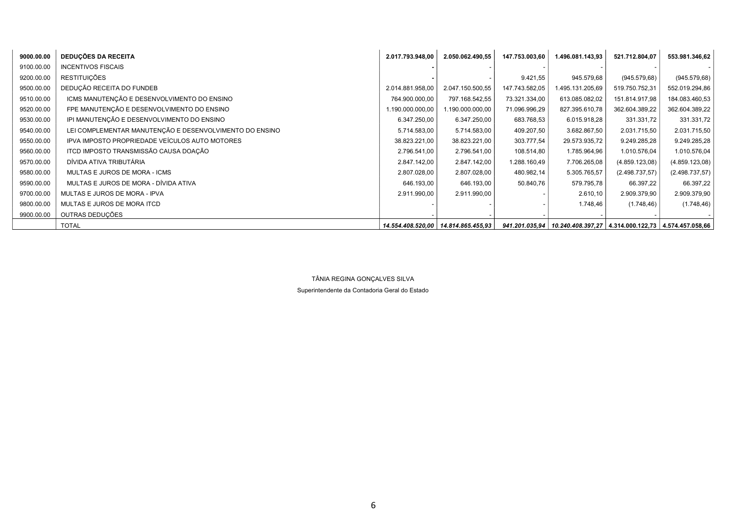| | | | | | | | |
|---|---|---|---|---|---|---|---|
| **9000.00.00** | **DEDUÇÕES DA RECEITA** | **2.017.793.948,00** | **2.050.062.490,55** | **147.753.003,60** | **1.496.081.143,93** | **521.712.804,07** | **553.981.346,62** |
| 9100.00.00 | INCENTIVOS FISCAIS | **-** | - | - | - | - | - |
| 9200.00.00 | RESTITUIÇÕES | **-** | - | 9.421,55 | 945.579,68 | (945.579,68) | (945.579,68) |
| 9500.00.00 | DEDUÇÃO RECEITA DO FUNDEB | 2.014.881.958,00 | 2.047.150.500,55 | 147.743.582,05 | 1.495.131.205,69 | 519.750.752,31 | 552.019.294,86 |
| 9510.00.00 | ICMS MANUTENÇÃO E DESENVOLVIMENTO DO ENSINO | 764.900.000,00 | 797.168.542,55 | 73.321.334,00 | 613.085.082,02 | 151.814.917,98 | 184.083.460,53 |
| 9520.00.00 | FPE MANUTENÇÃO E DESENVOLVIMENTO DO ENSINO | 1.190.000.000,00 | 1.190.000.000,00 | 71.096.996,29 | 827.395.610,78 | 362.604.389,22 | 362.604.389,22 |
| 9530.00.00 | IPI MANUTENÇÃO E DESENVOLVIMENTO DO ENSINO | 6.347.250,00 | 6.347.250,00 | 683.768,53 | 6.015.918,28 | 331.331,72 | 331.331,72 |
| 9540.00.00 | LEI COMPLEMENTAR MANUTENÇÃO E DESENVOLVIMENTO DO ENSINO | 5.714.583,00 | 5.714.583,00 | 409.207,50 | 3.682.867,50 | 2.031.715,50 | 2.031.715,50 |
| 9550.00.00 | IPVA IMPOSTO PROPRIEDADE VEÍCULOS AUTO MOTORES | 38.823.221,00 | 38.823.221,00 | 303.777,54 | 29.573.935,72 | 9.249.285,28 | 9.249.285,28 |
| 9560.00.00 | ITCD IMPOSTO TRANSMISSÃO CAUSA DOAÇÃO | 2.796.541,00 | 2.796.541,00 | 108.514,80 | 1.785.964,96 | 1.010.576,04 | 1.010.576,04 |
| 9570.00.00 | DÍVIDA ATIVA TRIBUTÁRIA | 2.847.142,00 | 2.847.142,00 | 1.288.160,49 | 7.706.265,08 | (4.859.123,08) | (4.859.123,08) |
| 9580.00.00 | MULTAS E JUROS DE MORA - ICMS | 2.807.028,00 | 2.807.028,00 | 480.982,14 | 5.305.765,57 | (2.498.737,57) | (2.498.737,57) |
| 9590.00.00 | MULTAS E JUROS DE MORA - DÍVIDA ATIVA | 646.193,00 | 646.193,00 | 50.840,76 | 579.795,78 | 66.397,22 | 66.397,22 |
| 9700.00.00 | MULTAS E JUROS DE MORA - IPVA | 2.911.990,00 | 2.911.990,00 | - | 2.610,10 | 2.909.379,90 | 2.909.379,90 |
| 9800.00.00 | MULTAS E JUROS DE MORA ITCD | - | - | - | 1.748,46 | (1.748,46) | (1.748,46) |
| 9900.00.00 | OUTRAS DEDUÇÕES | - | - | - | - | - | - |
| | TOTAL | *14.554.408.520,00* | *14.814.865.455,93* | *941.201.035,94* | *10.240.408.397,27* | **4.314.000.122,73** | **4.574.457.058,66** |

TÂNIA REGINA GONÇALVES SILVA

Superintendente da Contadoria Geral do Estado